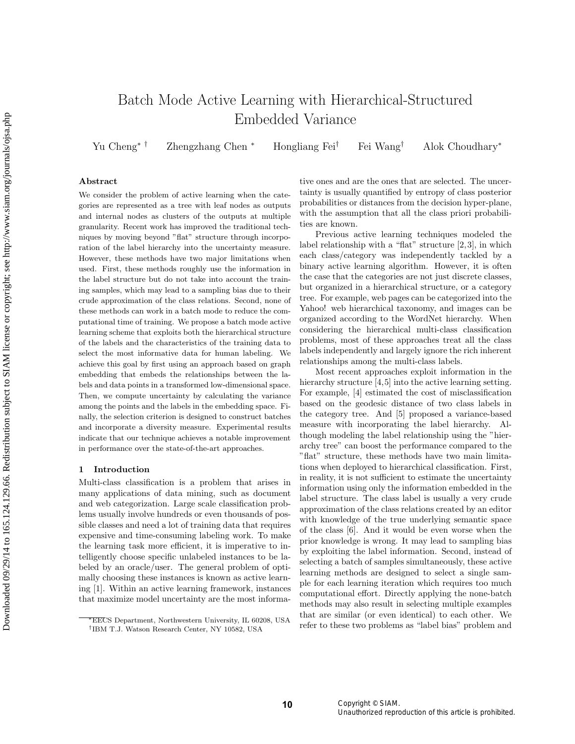# Batch Mode Active Learning with Hierarchical-Structured Embedded Variance

Yu Cheng* † Zhengzhang Chen * Hongliang Fei† Fei Wang† Alok Choudhary*

### Abstract

We consider the problem of active learning when the categories are represented as a tree with leaf nodes as outputs and internal nodes as clusters of the outputs at multiple granularity. Recent work has improved the traditional techniques by moving beyond "flat" structure through incorporation of the label hierarchy into the uncertainty measure. However, these methods have two major limitations when used. First, these methods roughly use the information in the label structure but do not take into account the training samples, which may lead to a sampling bias due to their crude approximation of the class relations. Second, none of these methods can work in a batch mode to reduce the computational time of training. We propose a batch mode active learning scheme that exploits both the hierarchical structure of the labels and the characteristics of the training data to select the most informative data for human labeling. We achieve this goal by first using an approach based on graph embedding that embeds the relationships between the labels and data points in a transformed low-dimensional space. Then, we compute uncertainty by calculating the variance among the points and the labels in the embedding space. Finally, the selection criterion is designed to construct batches and incorporate a diversity measure. Experimental results indicate that our technique achieves a notable improvement in performance over the state-of-the-art approaches.

## 1 Introduction

Multi-class classification is a problem that arises in many applications of data mining, such as document and web categorization. Large scale classification problems usually involve hundreds or even thousands of possible classes and need a lot of training data that requires expensive and time-consuming labeling work. To make the learning task more efficient, it is imperative to intelligently choose specific unlabeled instances to be labeled by an oracle/user. The general problem of optimally choosing these instances is known as active learning [1]. Within an active learning framework, instances that maximize model uncertainty are the most informative ones and are the ones that are selected. The uncertainty is usually quantified by entropy of class posterior probabilities or distances from the decision hyper-plane, with the assumption that all the class priori probabilities are known.

Previous active learning techniques modeled the label relationship with a "flat" structure [2,3], in which each class/category was independently tackled by a binary active learning algorithm. However, it is often the case that the categories are not just discrete classes, but organized in a hierarchical structure, or a category tree. For example, web pages can be categorized into the Yahoo! web hierarchical taxonomy, and images can be organized according to the WordNet hierarchy. When considering the hierarchical multi-class classification problems, most of these approaches treat all the class labels independently and largely ignore the rich inherent relationships among the multi-class labels.

Most recent approaches exploit information in the hierarchy structure [4,5] into the active learning setting. For example, [4] estimated the cost of misclassification based on the geodesic distance of two class labels in the category tree. And [5] proposed a variance-based measure with incorporating the label hierarchy. Although modeling the label relationship using the "hierarchy tree" can boost the performance compared to the "flat" structure, these methods have two main limitations when deployed to hierarchical classification. First, in reality, it is not sufficient to estimate the uncertainty information using only the information embedded in the label structure. The class label is usually a very crude approximation of the class relations created by an editor with knowledge of the true underlying semantic space of the class [6]. And it would be even worse when the prior knowledge is wrong. It may lead to sampling bias by exploiting the label information. Second, instead of selecting a batch of samples simultaneously, these active learning methods are designed to select a single sample for each learning iteration which requires too much computational effort. Directly applying the none-batch methods may also result in selecting multiple examples that are similar (or even identical) to each other. We refer to these two problems as "label bias" problem and

*EECS Department, Northwestern University, IL 60208, USA
†IBM T.J. Watson Research Center, NY 10582, USA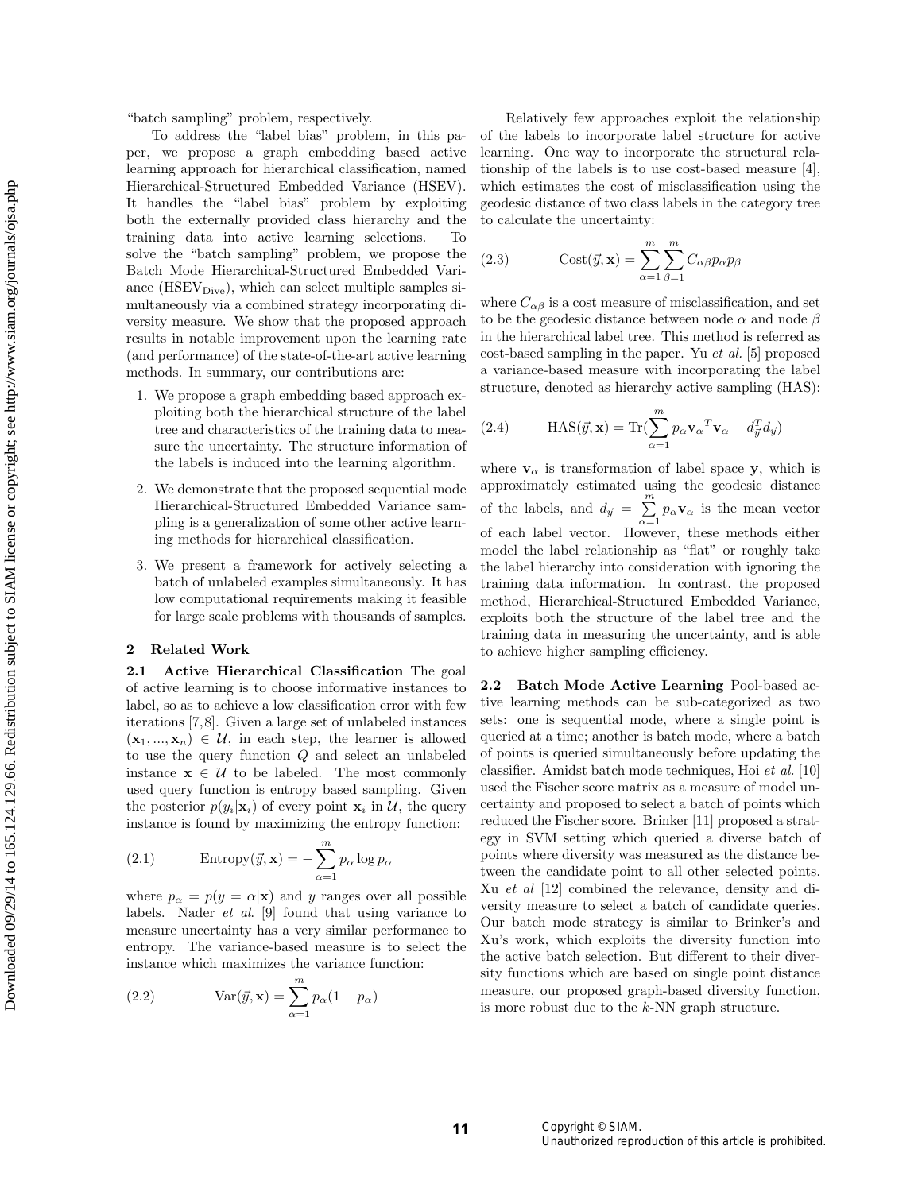"batch sampling" problem, respectively.

To address the "label bias" problem, in this paper, we propose a graph embedding based active learning approach for hierarchical classification, named Hierarchical-Structured Embedded Variance (HSEV). It handles the "label bias" problem by exploiting both the externally provided class hierarchy and the training data into active learning selections. To solve the "batch sampling" problem, we propose the Batch Mode Hierarchical-Structured Embedded Variance ($\text{HSEV}_{\text{Dive}}$), which can select multiple samples simultaneously via a combined strategy incorporating diversity measure. We show that the proposed approach results in notable improvement upon the learning rate (and performance) of the state-of-the-art active learning methods. In summary, our contributions are:

1. We propose a graph embedding based approach exploiting both the hierarchical structure of the label tree and characteristics of the training data to measure the uncertainty. The structure information of the labels is induced into the learning algorithm.
2. We demonstrate that the proposed sequential mode Hierarchical-Structured Embedded Variance sampling is a generalization of some other active learning methods for hierarchical classification.
3. We present a framework for actively selecting a batch of unlabeled examples simultaneously. It has low computational requirements making it feasible for large scale problems with thousands of samples.

## 2 Related Work

**2.1 Active Hierarchical Classification** The goal of active learning is to choose informative instances to label, so as to achieve a low classification error with few iterations [7,8]. Given a large set of unlabeled instances $(\mathbf{x}_1, ..., \mathbf{x}_n) \in \mathcal{U}$, in each step, the learner is allowed to use the query function $Q$ and select an unlabeled instance $\mathbf{x} \in \mathcal{U}$ to be labeled. The most commonly used query function is entropy based sampling. Given the posterior $p(y_i|\mathbf{x}_i)$ of every point $\mathbf{x}_i$ in $\mathcal{U}$, the query instance is found by maximizing the entropy function:

$$\text{Entropy}(\vec{y}, \mathbf{x}) = -\sum_{\alpha=1}^{m} p_\alpha \log p_\alpha \tag{2.1}$$

where $p_\alpha = p(y = \alpha|\mathbf{x})$ and $y$ ranges over all possible labels. Nader *et al.* [9] found that using variance to measure uncertainty has a very similar performance to entropy. The variance-based measure is to select the instance which maximizes the variance function:

$$\text{Var}(\vec{y}, \mathbf{x}) = \sum_{\alpha=1}^{m} p_\alpha(1 - p_\alpha) \tag{2.2}$$

Relatively few approaches exploit the relationship of the labels to incorporate label structure for active learning. One way to incorporate the structural relationship of the labels is to use cost-based measure [4], which estimates the cost of misclassification using the geodesic distance of two class labels in the category tree to calculate the uncertainty:

$$\text{Cost}(\vec{y}, \mathbf{x}) = \sum_{\alpha=1}^{m}\sum_{\beta=1}^{m} C_{\alpha\beta} p_\alpha p_\beta \tag{2.3}$$

where $C_{\alpha\beta}$ is a cost measure of misclassification, and set to be the geodesic distance between node $\alpha$ and node $\beta$ in the hierarchical label tree. This method is referred as cost-based sampling in the paper. Yu *et al.* [5] proposed a variance-based measure with incorporating the label structure, denoted as hierarchy active sampling (HAS):

$$\text{HAS}(\vec{y}, \mathbf{x}) = \text{Tr}(\sum_{\alpha=1}^{m} p_\alpha {\mathbf{v}_\alpha}^T \mathbf{v}_\alpha - d_{\vec{y}}^T d_{\vec{y}}) \tag{2.4}$$

where $\mathbf{v}_\alpha$ is transformation of label space $\mathbf{y}$, which is approximately estimated using the geodesic distance of the labels, and $d_{\vec{y}} = \sum_{\alpha=1}^{m} p_\alpha \mathbf{v}_\alpha$ is the mean vector of each label vector. However, these methods either model the label relationship as "flat" or roughly take the label hierarchy into consideration with ignoring the training data information. In contrast, the proposed method, Hierarchical-Structured Embedded Variance, exploits both the structure of the label tree and the training data in measuring the uncertainty, and is able to achieve higher sampling efficiency.

**2.2 Batch Mode Active Learning** Pool-based active learning methods can be sub-categorized as two sets: one is sequential mode, where a single point is queried at a time; another is batch mode, where a batch of points is queried simultaneously before updating the classifier. Amidst batch mode techniques, Hoi *et al.* [10] used the Fischer score matrix as a measure of model uncertainty and proposed to select a batch of points which reduced the Fischer score. Brinker [11] proposed a strategy in SVM setting which queried a diverse batch of points where diversity was measured as the distance between the candidate point to all other selected points. Xu *et al* [12] combined the relevance, density and diversity measure to select a batch of candidate queries. Our batch mode strategy is similar to Brinker's and Xu's work, which exploits the diversity function into the active batch selection. But different to their diversity functions which are based on single point distance measure, our proposed graph-based diversity function, is more robust due to the $k$-NN graph structure.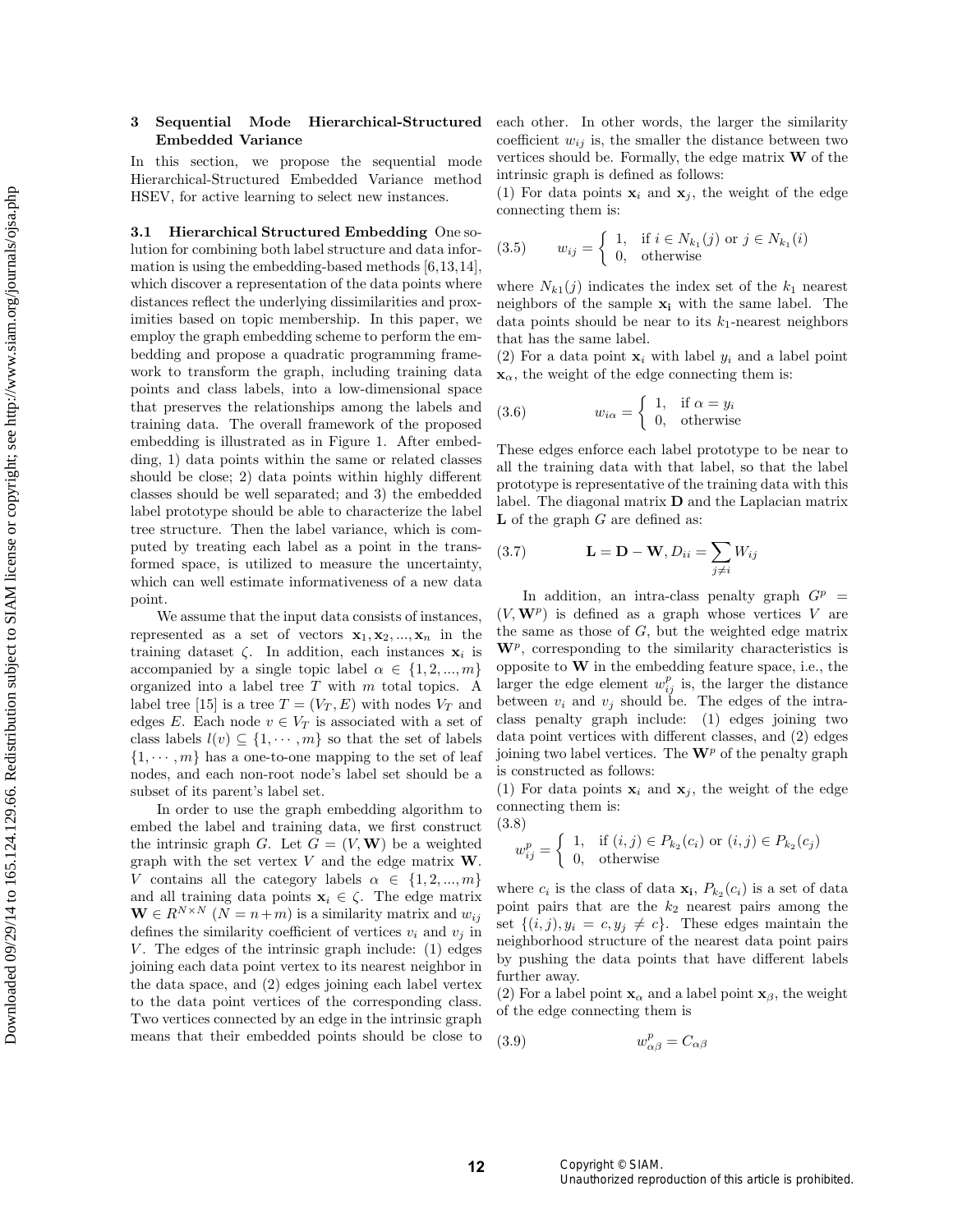## 3 Sequential Mode Hierarchical-Structured Embedded Variance

In this section, we propose the sequential mode Hierarchical-Structured Embedded Variance method HSEV, for active learning to select new instances.

**3.1 Hierarchical Structured Embedding** One solution for combining both label structure and data information is using the embedding-based methods [6,13,14], which discover a representation of the data points where distances reflect the underlying dissimilarities and proximities based on topic membership. In this paper, we employ the graph embedding scheme to perform the embedding and propose a quadratic programming framework to transform the graph, including training data points and class labels, into a low-dimensional space that preserves the relationships among the labels and training data. The overall framework of the proposed embedding is illustrated as in Figure 1. After embedding, 1) data points within the same or related classes should be close; 2) data points within highly different classes should be well separated; and 3) the embedded label prototype should be able to characterize the label tree structure. Then the label variance, which is computed by treating each label as a point in the transformed space, is utilized to measure the uncertainty, which can well estimate informativeness of a new data point.

We assume that the input data consists of instances, represented as a set of vectors $\mathbf{x}_1, \mathbf{x}_2, ..., \mathbf{x}_n$ in the training dataset $\zeta$. In addition, each instances $\mathbf{x}_i$ is accompanied by a single topic label $\alpha \in \{1, 2, ..., m\}$ organized into a label tree $T$ with $m$ total topics. A label tree [15] is a tree $T = (V_T, E)$ with nodes $V_T$ and edges $E$. Each node $v \in V_T$ is associated with a set of class labels $l(v) \subseteq \{1, \cdots, m\}$ so that the set of labels $\{1, \cdots, m\}$ has a one-to-one mapping to the set of leaf nodes, and each non-root node's label set should be a subset of its parent's label set.

In order to use the graph embedding algorithm to embed the label and training data, we first construct the intrinsic graph $G$. Let $G = (V, \mathbf{W})$ be a weighted graph with the set vertex $V$ and the edge matrix $\mathbf{W}$. $V$ contains all the category labels $\alpha \in \{1, 2, ..., m\}$ and all training data points $\mathbf{x}_i \in \zeta$. The edge matrix $\mathbf{W} \in R^{N \times N}$ $(N = n + m)$ is a similarity matrix and $w_{ij}$ defines the similarity coefficient of vertices $v_i$ and $v_j$ in $V$. The edges of the intrinsic graph include: (1) edges joining each data point vertex to its nearest neighbor in the data space, and (2) edges joining each label vertex to the data point vertices of the corresponding class. Two vertices connected by an edge in the intrinsic graph means that their embedded points should be close to each other. In other words, the larger the similarity coefficient $w_{ij}$ is, the smaller the distance between two vertices should be. Formally, the edge matrix $\mathbf{W}$ of the intrinsic graph is defined as follows:

(1) For data points $\mathbf{x}_i$ and $\mathbf{x}_j$, the weight of the edge connecting them is:

$$w_{ij} = \begin{cases} 1, & \text{if } i \in N_{k_1}(j) \text{ or } j \in N_{k_1}(i) \\ 0, & \text{otherwise} \end{cases} \tag{3.5}$$

where $N_{k1}(j)$ indicates the index set of the $k_1$ nearest neighbors of the sample $\mathbf{x_i}$ with the same label. The data points should be near to its $k_1$-nearest neighbors that has the same label.

(2) For a data point $\mathbf{x}_i$ with label $y_i$ and a label point $\mathbf{x}_\alpha$, the weight of the edge connecting them is:

$$w_{i\alpha} = \begin{cases} 1, & \text{if } \alpha = y_i \\ 0, & \text{otherwise} \end{cases} \tag{3.6}$$

These edges enforce each label prototype to be near to all the training data with that label, so that the label prototype is representative of the training data with this label. The diagonal matrix $\mathbf{D}$ and the Laplacian matrix $\mathbf{L}$ of the graph $G$ are defined as:

$$\mathbf{L} = \mathbf{D} - \mathbf{W}, D_{ii} = \sum_{j \neq i} W_{ij} \tag{3.7}$$

In addition, an intra-class penalty graph $G^p = (V, \mathbf{W}^p)$ is defined as a graph whose vertices $V$ are the same as those of $G$, but the weighted edge matrix $\mathbf{W}^p$, corresponding to the similarity characteristics is opposite to $\mathbf{W}$ in the embedding feature space, i.e., the larger the edge element $w_{ij}^p$ is, the larger the distance between $v_i$ and $v_j$ should be. The edges of the intra-class penalty graph include: (1) edges joining two data point vertices with different classes, and (2) edges joining two label vertices. The $\mathbf{W}^p$ of the penalty graph is constructed as follows:

(1) For data points $\mathbf{x}_i$ and $\mathbf{x}_j$, the weight of the edge connecting them is:

$$w_{ij}^p = \begin{cases} 1, & \text{if } (i,j) \in P_{k_2}(c_i) \text{ or } (i,j) \in P_{k_2}(c_j) \\ 0, & \text{otherwise} \end{cases} \tag{3.8}$$

where $c_i$ is the class of data $\mathbf{x_i}$, $P_{k_2}(c_i)$ is a set of data point pairs that are the $k_2$ nearest pairs among the set $\{(i,j), y_i = c, y_j \neq c\}$. These edges maintain the neighborhood structure of the nearest data point pairs by pushing the data points that have different labels further away.

(2) For a label point $\mathbf{x}_\alpha$ and a label point $\mathbf{x}_\beta$, the weight of the edge connecting them is

$$w_{\alpha\beta}^p = C_{\alpha\beta} \tag{3.9}$$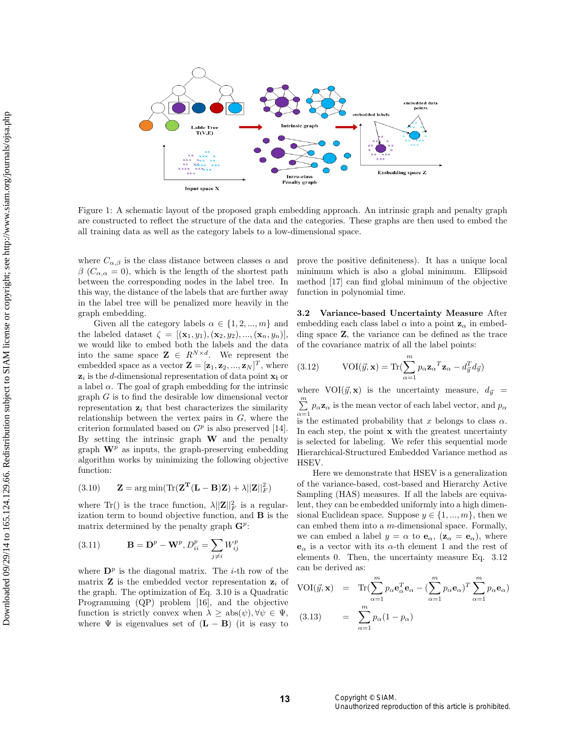Figure 1: A schematic layout of the proposed graph embedding approach. An intrinsic graph and penalty graph are constructed to reflect the structure of the data and the categories. These graphs are then used to embed the all training data as well as the category labels to a low-dimensional space.

where $C_{\alpha,\beta}$ is the class distance between classes $\alpha$ and $\beta$ ($C_{\alpha,\alpha} = 0$), which is the length of the shortest path between the corresponding nodes in the label tree. In this way, the distance of the labels that are further away in the label tree will be penalized more heavily in the graph embedding.

Given all the category labels $\alpha \in \{1, 2, ..., m\}$ and the labeled dataset $\zeta = [(\mathbf{x}_1, y_1), (\mathbf{x}_2, y_2), ..., (\mathbf{x}_n, y_n)]$, we would like to embed both the labels and the data into the same space $\mathbf{Z} \in R^{N \times d}$. We represent the embedded space as a vector $\mathbf{Z} = [\mathbf{z}_1, \mathbf{z}_2, ..., \mathbf{z}_N]^T$, where $\mathbf{z}_i$ is the $d$-dimensional representation of data point $\mathbf{x_i}$ or a label $\alpha$. The goal of graph embedding for the intrinsic graph $G$ is to find the desirable low dimensional vector representation $\mathbf{z}_i$ that best characterizes the similarity relationship between the vertex pairs in $G$, where the criterion formulated based on $G^p$ is also preserved [14]. By setting the intrinsic graph $\mathbf{W}$ and the penalty graph $\mathbf{W}^p$ as inputs, the graph-preserving embedding algorithm works by minimizing the following objective function:

$$\mathbf{Z} = \arg\min(\mathrm{Tr}(\mathbf{Z^T}(\mathbf{L} - \mathbf{B})\mathbf{Z}) + \lambda||\mathbf{Z}||_F^2) \tag{3.10}$$

where Tr() is the trace function, $\lambda||\mathbf{Z}||_F^2$ is a regularization term to bound objective function, and $\mathbf{B}$ is the matrix determined by the penalty graph $\mathbf{G}^p$:

$$\mathbf{B} = \mathbf{D}^p - \mathbf{W}^p, D_{ii}^p = \sum_{j \neq i} W_{ij}^p \tag{3.11}$$

where $\mathbf{D}^p$ is the diagonal matrix. The $i$-th row of the matrix $\mathbf{Z}$ is the embedded vector representation $\mathbf{z}_i$ of the graph. The optimization of Eq. 3.10 is a Quadratic Programming (QP) problem [16], and the objective function is strictly convex when $\lambda \geq \mathrm{abs}(\psi), \forall \psi \in \Psi$, where $\Psi$ is eigenvalues set of $(\mathbf{L} - \mathbf{B})$ (it is easy to prove the positive definiteness). It has a unique local minimum which is also a global minimum. Ellipsoid method [17] can find global minimum of the objective function in polynomial time.

**3.2 Variance-based Uncertainty Measure** After embedding each class label $\alpha$ into a point $\mathbf{z}_\alpha$ in embedding space $\mathbf{Z}$, the variance can be defined as the trace of the covariance matrix of all the label points:

$$\mathrm{VOI}(\vec{y}, \mathbf{x}) = \mathrm{Tr}(\sum_{\alpha=1}^{m} p_\alpha \mathbf{z}_\alpha{}^T \mathbf{z}_\alpha - d_{\vec{y}}^T d_{\vec{y}}) \tag{3.12}$$

where $\mathrm{VOI}(\vec{y}, \mathbf{x})$ is the uncertainty measure, $d_{\vec{y}} = \sum_{\alpha=1}^{m} p_\alpha \mathbf{z}_\alpha$ is the mean vector of each label vector, and $p_\alpha$ is the estimated probability that $x$ belongs to class $\alpha$. In each step, the point $\mathbf{x}$ with the greatest uncertainty is selected for labeling. We refer this sequential mode Hierarchical-Structured Embedded Variance method as HSEV.

Here we demonstrate that HSEV is a generalization of the variance-based, cost-based and Hierarchy Active Sampling (HAS) measures. If all the labels are equivalent, they can be embedded uniformly into a high dimensional Euclidean space. Suppose $y \in \{1, ..., m\}$, then we can embed them into a $m$-dimensional space. Formally, we can embed a label $y = \alpha$ to $\mathbf{e}_\alpha$, ($\mathbf{z}_\alpha = \mathbf{e}_\alpha$), where $\mathbf{e}_\alpha$ is a vector with its $\alpha$-th element 1 and the rest of elements 0. Then, the uncertainty measure Eq. 3.12 can be derived as:

$$\begin{aligned}
\mathrm{VOI}(\vec{y}, \mathbf{x}) &= \mathrm{Tr}(\sum_{\alpha=1}^{m} p_\alpha \mathbf{e}_\alpha^T \mathbf{e}_\alpha - (\sum_{\alpha=1}^{m} p_\alpha \mathbf{e}_\alpha)^T \sum_{\alpha=1}^{m} p_\alpha \mathbf{e}_\alpha) \\
&= \sum_{\alpha=1}^{m} p_\alpha (1 - p_\alpha)
\end{aligned} \tag{3.13}$$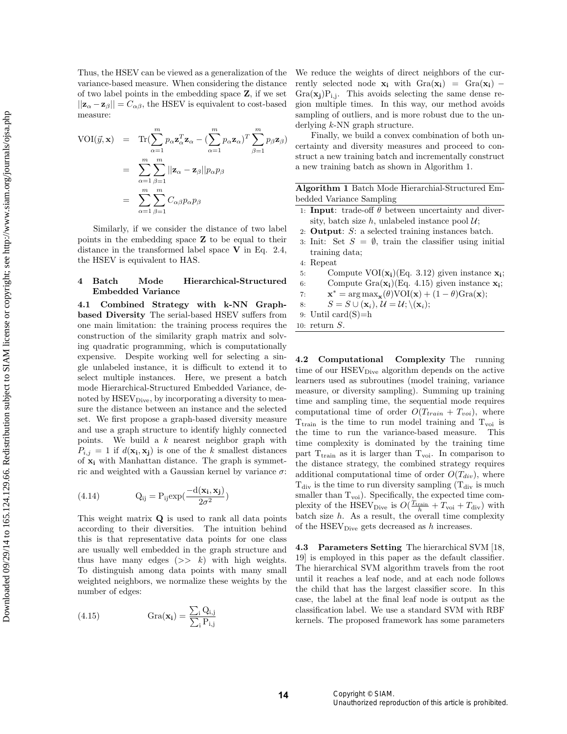Thus, the HSEV can be viewed as a generalization of the variance-based measure. When considering the distance of two label points in the embedding space $\mathbf{Z}$, if we set $||\mathbf{z}_\alpha - \mathbf{z}_\beta|| = C_{\alpha\beta}$, the HSEV is equivalent to cost-based measure:

$$
\begin{aligned}
\text{VOI}(\vec{y}, \mathbf{x}) &= \text{Tr}(\sum_{\alpha=1}^{m} p_\alpha \mathbf{z}_\alpha^T \mathbf{z}_\alpha - (\sum_{\alpha=1}^{m} p_\alpha \mathbf{z}_\alpha)^T \sum_{\beta=1}^{m} p_\beta \mathbf{z}_\beta) \\
&= \sum_{\alpha=1}^{m} \sum_{\beta=1}^{m} ||\mathbf{z}_\alpha - \mathbf{z}_\beta|| p_\alpha p_\beta \\
&= \sum_{\alpha=1}^{m} \sum_{\beta=1}^{m} C_{\alpha\beta} p_\alpha p_\beta
\end{aligned}
$$

Similarly, if we consider the distance of two label points in the embedding space $\mathbf{Z}$ to be equal to their distance in the transformed label space $\mathbf{V}$ in Eq. 2.4, the HSEV is equivalent to HAS.

## 4 Batch Mode Hierarchical-Structured Embedded Variance

**4.1 Combined Strategy with k-NN Graph-based Diversity** The serial-based HSEV suffers from one main limitation: the training process requires the construction of the similarity graph matrix and solving quadratic programming, which is computationally expensive. Despite working well for selecting a single unlabeled instance, it is difficult to extend it to select multiple instances. Here, we present a batch mode Hierarchical-Structured Embedded Variance, denoted by $\text{HSEV}_{\text{Dive}}$, by incorporating a diversity to measure the distance between an instance and the selected set. We first propose a graph-based diversity measure and use a graph structure to identify highly connected points. We build a $k$ nearest neighbor graph with $P_{i,j} = 1$ if $d(\mathbf{x_i}, \mathbf{x_j})$ is one of the $k$ smallest distances of $\mathbf{x_i}$ with Manhattan distance. The graph is symmetric and weighted with a Gaussian kernel by variance $\sigma$:

$$
\text{Q}_{\text{ij}} = \text{P}_{\text{ij}} \exp(\frac{-\text{d}(\mathbf{x_i}, \mathbf{x_j})}{2\sigma^2}) \tag{4.14}
$$

This weight matrix $\mathbf{Q}$ is used to rank all data points according to their diversities. The intuition behind this is that representative data points for one class are usually well embedded in the graph structure and thus have many edges ($>> k$) with high weights. To distinguish among data points with many small weighted neighbors, we normalize these weights by the number of edges:

$$
\text{Gra}(\mathbf{x_i}) = \frac{\sum_{\text{i}} \text{Q}_{\text{i,j}}}{\sum_{\text{i}} \text{P}_{\text{i,j}}} \tag{4.15}
$$

We reduce the weights of direct neighbors of the currently selected node $\mathbf{x_i}$ with $\text{Gra}(\mathbf{x_i}) = \text{Gra}(\mathbf{x_i}) - \text{Gra}(\mathbf{x_j})\text{P}_{\text{i,j}}$. This avoids selecting the same dense region multiple times. In this way, our method avoids sampling of outliers, and is more robust due to the underlying $k$-NN graph structure.

Finally, we build a convex combination of both uncertainty and diversity measures and proceed to construct a new training batch and incrementally construct a new training batch as shown in Algorithm 1.

**Algorithm 1** Batch Mode Hierarchial-Structured Embedded Variance Sampling

1: **Input**: trade-off $\theta$ between uncertainty and diversity, batch size $h$, unlabeled instance pool $\mathcal{U}$;
2: **Output**: $S$: a selected training instances batch.
3: Init: Set $S = \emptyset$, train the classifier using initial training data;
4: Repeat
5: Compute $\text{VOI}(\mathbf{x_i})$(Eq. 3.12) given instance $\mathbf{x_i}$;
6: Compute $\text{Gra}(\mathbf{x_i})$(Eq. 4.15) given instance $\mathbf{x_i}$;
7: $\mathbf{x}^* = \arg\max_{\mathbf{x}}(\theta)\text{VOI}(\mathbf{x}) + (1-\theta)\text{Gra}(\mathbf{x})$;
8: $S = S \cup (\mathbf{x}_i)$, $\mathcal{U} = \mathcal{U}; \backslash (\mathbf{x}_i)$;
9: Until card(S)=h
10: return $S$.

**4.2 Computational Complexity** The running time of our $\text{HSEV}_{\text{Dive}}$ algorithm depends on the active learners used as subroutines (model training, variance measure, or diversity sampling). Summing up training time and sampling time, the sequential mode requires computational time of order $O(T_{train} + T_{voi})$, where $\text{T}_{\text{train}}$ is the time to run model training and $\text{T}_{\text{voi}}$ is the time to run the variance-based measure. This time complexity is dominated by the training time part $\text{T}_{\text{train}}$ as it is larger than $\text{T}_{\text{voi}}$. In comparison to the distance strategy, the combined strategy requires additional computational time of order $O(T_{div})$, where $\text{T}_{\text{div}}$ is the time to run diversity sampling ($\text{T}_{\text{div}}$ is much smaller than $\text{T}_{\text{voi}}$). Specifically, the expected time complexity of the $\text{HSEV}_{\text{Dive}}$ is $O(\frac{T_{\text{train}}}{h} + T_{\text{voi}} + T_{\text{div}})$ with batch size $h$. As a result, the overall time complexity of the $\text{HSEV}_{\text{Dive}}$ gets decreased as $h$ increases.

**4.3 Parameters Setting** The hierarchical SVM [18, 19] is employed in this paper as the default classifier. The hierarchical SVM algorithm travels from the root until it reaches a leaf node, and at each node follows the child that has the largest classifier score. In this case, the label at the final leaf node is output as the classification label. We use a standard SVM with RBF kernels. The proposed framework has some parameters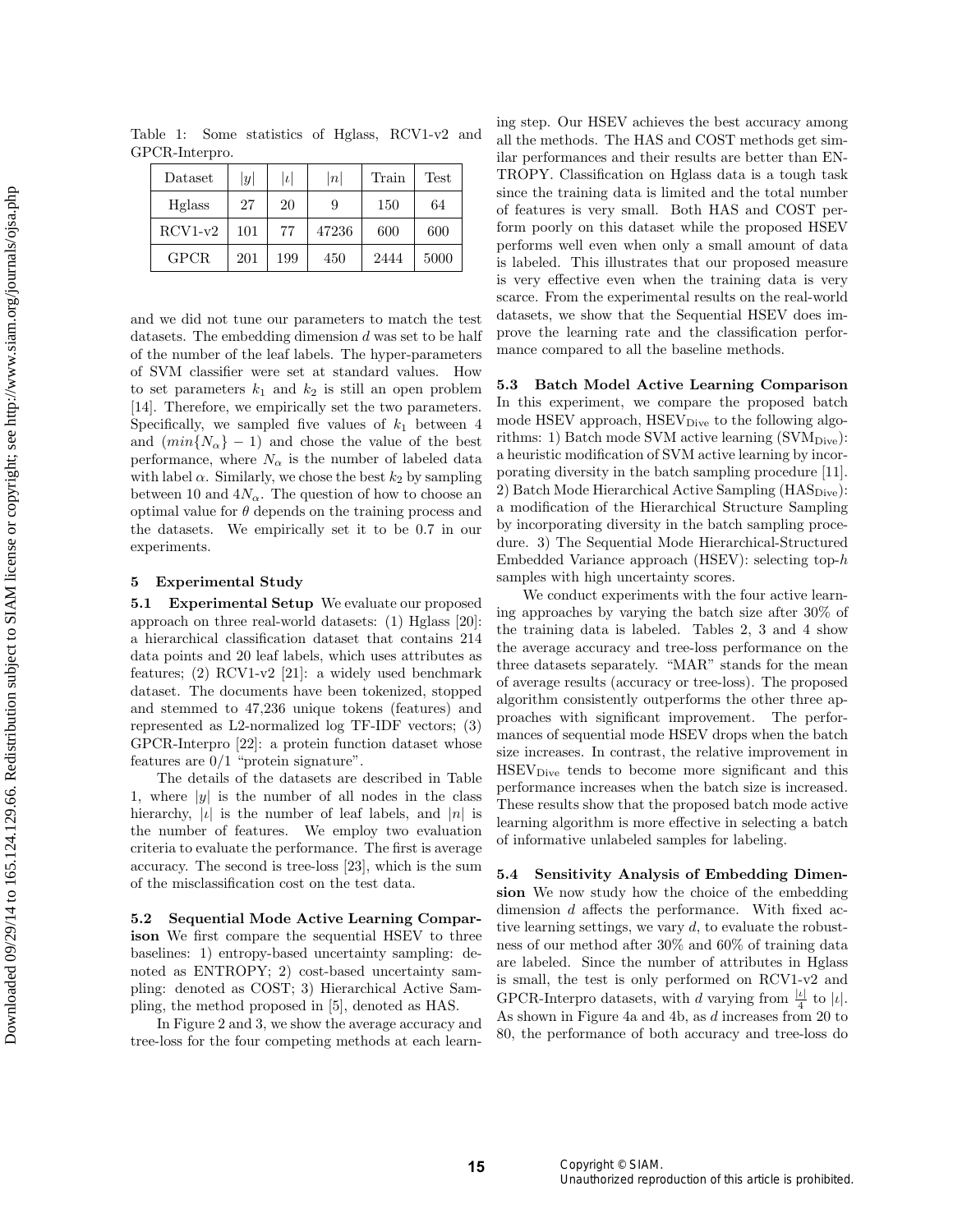Table 1: Some statistics of Hglass, RCV1-v2 and GPCR-Interpro.

| Dataset | $\|y\|$ | $\|\iota\|$ | $\|n\|$ | Train | Test |
|---|---|---|---|---|---|
| Hglass | 27 | 20 | 9 | 150 | 64 |
| RCV1-v2 | 101 | 77 | 47236 | 600 | 600 |
| GPCR | 201 | 199 | 450 | 2444 | 5000 |

and we did not tune our parameters to match the test datasets. The embedding dimension $d$ was set to be half of the number of the leaf labels. The hyper-parameters of SVM classifier were set at standard values. How to set parameters $k_1$ and $k_2$ is still an open problem [14]. Therefore, we empirically set the two parameters. Specifically, we sampled five values of $k_1$ between 4 and $(min\{N_\alpha\} - 1)$ and chose the value of the best performance, where $N_\alpha$ is the number of labeled data with label $\alpha$. Similarly, we chose the best $k_2$ by sampling between 10 and $4N_\alpha$. The question of how to choose an optimal value for $\theta$ depends on the training process and the datasets. We empirically set it to be 0.7 in our experiments.

## 5 Experimental Study

**5.1 Experimental Setup** We evaluate our proposed approach on three real-world datasets: (1) Hglass [20]: a hierarchical classification dataset that contains 214 data points and 20 leaf labels, which uses attributes as features; (2) RCV1-v2 [21]: a widely used benchmark dataset. The documents have been tokenized, stopped and stemmed to 47,236 unique tokens (features) and represented as L2-normalized log TF-IDF vectors; (3) GPCR-Interpro [22]: a protein function dataset whose features are 0/1 "protein signature".

The details of the datasets are described in Table 1, where $|y|$ is the number of all nodes in the class hierarchy, $|\iota|$ is the number of leaf labels, and $|n|$ is the number of features. We employ two evaluation criteria to evaluate the performance. The first is average accuracy. The second is tree-loss [23], which is the sum of the misclassification cost on the test data.

**5.2 Sequential Mode Active Learning Comparison** We first compare the sequential HSEV to three baselines: 1) entropy-based uncertainty sampling: denoted as ENTROPY; 2) cost-based uncertainty sampling: denoted as COST; 3) Hierarchical Active Sampling, the method proposed in [5], denoted as HAS.

In Figure 2 and 3, we show the average accuracy and tree-loss for the four competing methods at each learning step. Our HSEV achieves the best accuracy among all the methods. The HAS and COST methods get similar performances and their results are better than ENTROPY. Classification on Hglass data is a tough task since the training data is limited and the total number of features is very small. Both HAS and COST perform poorly on this dataset while the proposed HSEV performs well even when only a small amount of data is labeled. This illustrates that our proposed measure is very effective even when the training data is very scarce. From the experimental results on the real-world datasets, we show that the Sequential HSEV does improve the learning rate and the classification performance compared to all the baseline methods.

**5.3 Batch Model Active Learning Comparison** In this experiment, we compare the proposed batch mode HSEV approach, $\text{HSEV}_{\text{Dive}}$ to the following algorithms: 1) Batch mode SVM active learning ($\text{SVM}_{\text{Dive}}$): a heuristic modification of SVM active learning by incorporating diversity in the batch sampling procedure [11]. 2) Batch Mode Hierarchical Active Sampling ($\text{HAS}_{\text{Dive}}$): a modification of the Hierarchical Structure Sampling by incorporating diversity in the batch sampling procedure. 3) The Sequential Mode Hierarchical-Structured Embedded Variance approach (HSEV): selecting top-$h$ samples with high uncertainty scores.

We conduct experiments with the four active learning approaches by varying the batch size after 30% of the training data is labeled. Tables 2, 3 and 4 show the average accuracy and tree-loss performance on the three datasets separately. "MAR" stands for the mean of average results (accuracy or tree-loss). The proposed algorithm consistently outperforms the other three approaches with significant improvement. The performances of sequential mode HSEV drops when the batch size increases. In contrast, the relative improvement in $\text{HSEV}_{\text{Dive}}$ tends to become more significant and this performance increases when the batch size is increased. These results show that the proposed batch mode active learning algorithm is more effective in selecting a batch of informative unlabeled samples for labeling.

**5.4 Sensitivity Analysis of Embedding Dimension** We now study how the choice of the embedding dimension $d$ affects the performance. With fixed active learning settings, we vary $d$, to evaluate the robustness of our method after 30% and 60% of training data are labeled. Since the number of attributes in Hglass is small, the test is only performed on RCV1-v2 and GPCR-Interpro datasets, with $d$ varying from $\frac{|\iota|}{4}$ to $|\iota|$. As shown in Figure 4a and 4b, as $d$ increases from 20 to 80, the performance of both accuracy and tree-loss do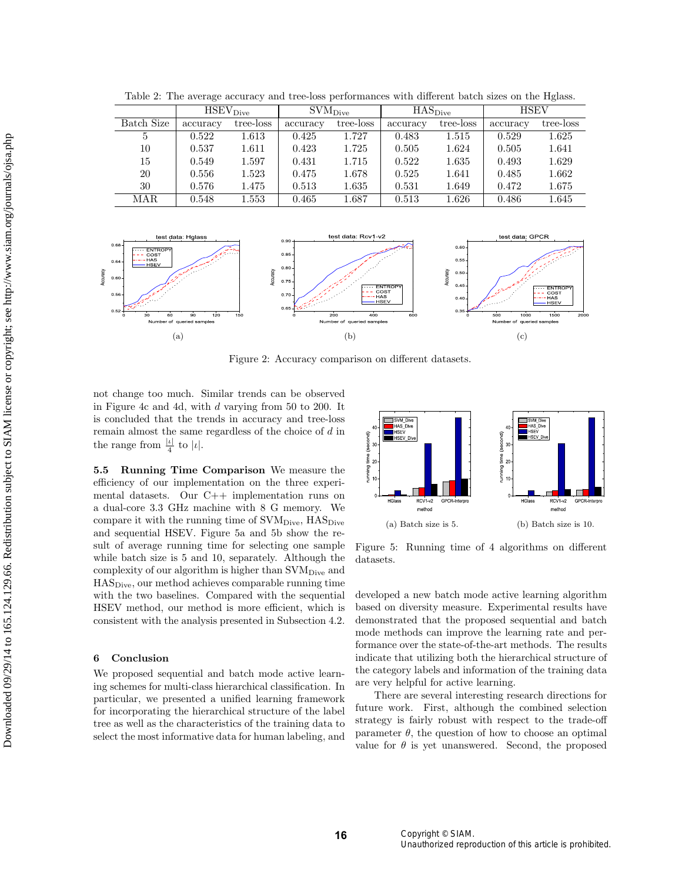Table 2: The average accuracy and tree-loss performances with different batch sizes on the Hglass.

| | $\text{HSEV}_{\text{Dive}}$ | | $\text{SVM}_{\text{Dive}}$ | | $\text{HAS}_{\text{Dive}}$ | | HSEV | |
|---|---|---|---|---|---|---|---|---|
| Batch Size | accuracy | tree-loss | accuracy | tree-loss | accuracy | tree-loss | accuracy | tree-loss |
| 5 | 0.522 | 1.613 | 0.425 | 1.727 | 0.483 | 1.515 | 0.529 | 1.625 |
| 10 | 0.537 | 1.611 | 0.423 | 1.725 | 0.505 | 1.624 | 0.505 | 1.641 |
| 15 | 0.549 | 1.597 | 0.431 | 1.715 | 0.522 | 1.635 | 0.493 | 1.629 |
| 20 | 0.556 | 1.523 | 0.475 | 1.678 | 0.525 | 1.641 | 0.485 | 1.662 |
| 30 | 0.576 | 1.475 | 0.513 | 1.635 | 0.531 | 1.649 | 0.472 | 1.675 |
| MAR | 0.548 | 1.553 | 0.465 | 1.687 | 0.513 | 1.626 | 0.486 | 1.645 |

(a) (b) (c)

Figure 2: Accuracy comparison on different datasets.

not change too much. Similar trends can be observed in Figure 4c and 4d, with $d$ varying from 50 to 200. It is concluded that the trends in accuracy and tree-loss remain almost the same regardless of the choice of $d$ in the range from $\frac{|\iota|}{4}$ to $|\iota|$.

**5.5 Running Time Comparison** We measure the efficiency of our implementation on the three experimental datasets. Our C++ implementation runs on a dual-core 3.3 GHz machine with 8 G memory. We compare it with the running time of $\text{SVM}_{\text{Dive}}$, $\text{HAS}_{\text{Dive}}$ and sequential HSEV. Figure 5a and 5b show the result of average running time for selecting one sample while batch size is 5 and 10, separately. Although the complexity of our algorithm is higher than $\text{SVM}_{\text{Dive}}$ and $\text{HAS}_{\text{Dive}}$, our method achieves comparable running time with the two baselines. Compared with the sequential HSEV method, our method is more efficient, which is consistent with the analysis presented in Subsection 4.2.

(a) Batch size is 5. (b) Batch size is 10.

Figure 5: Running time of 4 algorithms on different datasets.

## 6 Conclusion

We proposed sequential and batch mode active learning schemes for multi-class hierarchical classification. In particular, we presented a unified learning framework for incorporating the hierarchical structure of the label tree as well as the characteristics of the training data to select the most informative data for human labeling, and developed a new batch mode active learning algorithm based on diversity measure. Experimental results have demonstrated that the proposed sequential and batch mode methods can improve the learning rate and performance over the state-of-the-art methods. The results indicate that utilizing both the hierarchical structure of the category labels and information of the training data are very helpful for active learning.

There are several interesting research directions for future work. First, although the combined selection strategy is fairly robust with respect to the trade-off parameter $\theta$, the question of how to choose an optimal value for $\theta$ is yet unanswered. Second, the proposed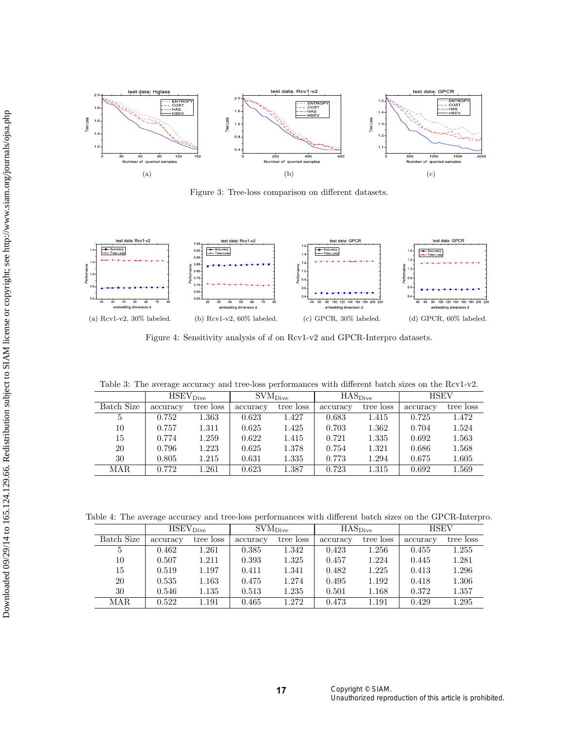(a)

(b)

(c)

Figure 3: Tree-loss comparison on different datasets.

(a) Rcv1-v2, 30% labeled.

(b) Rcv1-v2, 60% labeled.

(c) GPCR, 30% labeled.

(d) GPCR, 60% labeled.

Figure 4: Sensitivity analysis of $d$ on Rcv1-v2 and GPCR-Interpro datasets.

Table 3: The average accuracy and tree-loss performances with different batch sizes on the Rcv1-v2.

| | $\text{HSEV}_{\text{Dive}}$ | | $\text{SVM}_{\text{Dive}}$ | | $\text{HAS}_{\text{Dive}}$ | | HSEV | |
|---|---|---|---|---|---|---|---|---|
| Batch Size | accuracy | tree loss | accuracy | tree loss | accuracy | tree loss | accuracy | tree loss |
| 5 | 0.752 | 1.363 | 0.623 | 1.427 | 0.683 | 1.415 | 0.725 | 1.472 |
| 10 | 0.757 | 1.311 | 0.625 | 1.425 | 0.703 | 1.362 | 0.704 | 1.524 |
| 15 | 0.774 | 1.259 | 0.622 | 1.415 | 0.721 | 1.335 | 0.692 | 1.563 |
| 20 | 0.796 | 1.223 | 0.625 | 1.378 | 0.754 | 1.321 | 0.686 | 1.568 |
| 30 | 0.805 | 1.215 | 0.631 | 1.335 | 0.773 | 1.294 | 0.675 | 1.605 |
| MAR | 0.772 | 1.261 | 0.623 | 1.387 | 0.723 | 1.315 | 0.692 | 1.569 |

Table 4: The average accuracy and tree-loss performances with different batch sizes on the GPCR-Interpro.

| | $\text{HSEV}_{\text{Dive}}$ | | $\text{SVM}_{\text{Dive}}$ | | $\text{HAS}_{\text{Dive}}$ | | HSEV | |
|---|---|---|---|---|---|---|---|---|
| Batch Size | accuracy | tree loss | accuracy | tree loss | accuracy | tree loss | accuracy | tree loss |
| 5 | 0.462 | 1.261 | 0.385 | 1.342 | 0.423 | 1.256 | 0.455 | 1.255 |
| 10 | 0.507 | 1.211 | 0.393 | 1.325 | 0.457 | 1.224 | 0.445 | 1.281 |
| 15 | 0.519 | 1.197 | 0.411 | 1.341 | 0.482 | 1.225 | 0.413 | 1.296 |
| 20 | 0.535 | 1.163 | 0.475 | 1.274 | 0.495 | 1.192 | 0.418 | 1.306 |
| 30 | 0.546 | 1.135 | 0.513 | 1.235 | 0.501 | 1.168 | 0.372 | 1.357 |
| MAR | 0.522 | 1.191 | 0.465 | 1.272 | 0.473 | 1.191 | 0.429 | 1.295 |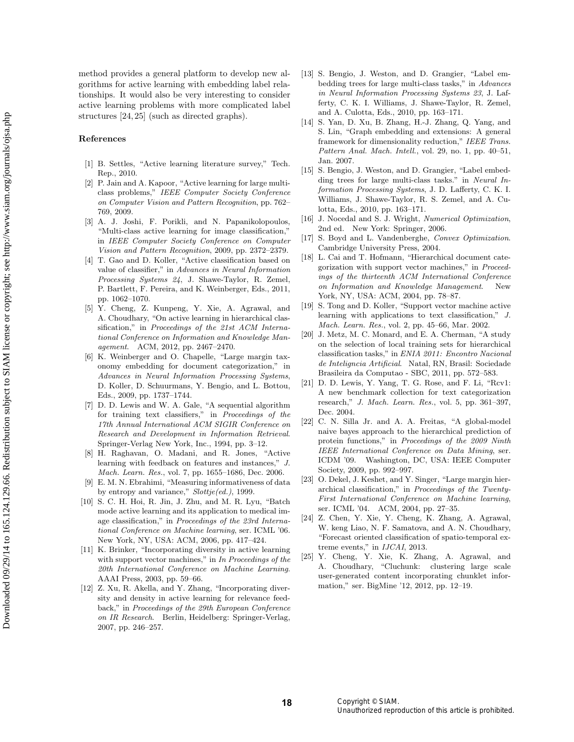method provides a general platform to develop new algorithms for active learning with embedding label relationships. It would also be very interesting to consider active learning problems with more complicated label structures [24, 25] (such as directed graphs).

## References

[1] B. Settles, "Active learning literature survey," Tech. Rep., 2010.

[2] P. Jain and A. Kapoor, "Active learning for large multi-class problems," *IEEE Computer Society Conference on Computer Vision and Pattern Recognition*, pp. 762–769, 2009.

[3] A. J. Joshi, F. Porikli, and N. Papanikolopoulos, "Multi-class active learning for image classification," in *IEEE Computer Society Conference on Computer Vision and Pattern Recognition*, 2009, pp. 2372–2379.

[4] T. Gao and D. Koller, "Active classification based on value of classifier," in *Advances in Neural Information Processing Systems 24*, J. Shawe-Taylor, R. Zemel, P. Bartlett, F. Pereira, and K. Weinberger, Eds., 2011, pp. 1062–1070.

[5] Y. Cheng, Z. Kunpeng, Y. Xie, A. Agrawal, and A. Choudhary, "On active learning in hierarchical classification," in *Proceedings of the 21st ACM International Conference on Information and Knowledge Management*. ACM, 2012, pp. 2467–2470.

[6] K. Weinberger and O. Chapelle, "Large margin taxonomy embedding for document categorization," in *Advances in Neural Information Processing Systems*, D. Koller, D. Schuurmans, Y. Bengio, and L. Bottou, Eds., 2009, pp. 1737–1744.

[7] D. D. Lewis and W. A. Gale, "A sequential algorithm for training text classifiers," in *Proceedings of the 17th Annual International ACM SIGIR Conference on Research and Development in Information Retrieval*. Springer-Verlag New York, Inc., 1994, pp. 3–12.

[8] H. Raghavan, O. Madani, and R. Jones, "Active learning with feedback on features and instances," *J. Mach. Learn. Res.*, vol. 7, pp. 1655–1686, Dec. 2006.

[9] E. M. N. Ebrahimi, "Measuring informativeness of data by entropy and variance," *Slottje(ed.)*, 1999.

[10] S. C. H. Hoi, R. Jin, J. Zhu, and M. R. Lyu, "Batch mode active learning and its application to medical image classification," in *Proceedings of the 23rd International Conference on Machine learning*, ser. ICML '06. New York, NY, USA: ACM, 2006, pp. 417–424.

[11] K. Brinker, "Incorporating diversity in active learning with support vector machines," in *In Proceedings of the 20th International Conference on Machine Learning*. AAAI Press, 2003, pp. 59–66.

[12] Z. Xu, R. Akella, and Y. Zhang, "Incorporating diversity and density in active learning for relevance feedback," in *Proceedings of the 29th European Conference on IR Research*. Berlin, Heidelberg: Springer-Verlag, 2007, pp. 246–257.

[13] S. Bengio, J. Weston, and D. Grangier, "Label embedding trees for large multi-class tasks," in *Advances in Neural Information Processing Systems 23*, J. Lafferty, C. K. I. Williams, J. Shawe-Taylor, R. Zemel, and A. Culotta, Eds., 2010, pp. 163–171.

[14] S. Yan, D. Xu, B. Zhang, H.-J. Zhang, Q. Yang, and S. Lin, "Graph embedding and extensions: A general framework for dimensionality reduction," *IEEE Trans. Pattern Anal. Mach. Intell.*, vol. 29, no. 1, pp. 40–51, Jan. 2007.

[15] S. Bengio, J. Weston, and D. Grangier, "Label embedding trees for large multi-class tasks." in *Neural Information Processing Systems*, J. D. Lafferty, C. K. I. Williams, J. Shawe-Taylor, R. S. Zemel, and A. Culotta, Eds., 2010, pp. 163–171.

[16] J. Nocedal and S. J. Wright, *Numerical Optimization*, 2nd ed. New York: Springer, 2006.

[17] S. Boyd and L. Vandenberghe, *Convex Optimization*. Cambridge University Press, 2004.

[18] L. Cai and T. Hofmann, "Hierarchical document categorization with support vector machines," in *Proceedings of the thirteenth ACM International Conference on Information and Knowledge Management*. New York, NY, USA: ACM, 2004, pp. 78–87.

[19] S. Tong and D. Koller, "Support vector machine active learning with applications to text classification," *J. Mach. Learn. Res.*, vol. 2, pp. 45–66, Mar. 2002.

[20] J. Metz, M. C. Monard, and E. A. Cherman, "A study on the selection of local training sets for hierarchical classification tasks," in *ENIA 2011: Encontro Nacional de Inteligncia Artificial*. Natal, RN, Brasil: Sociedade Brasileira da Computao - SBC, 2011, pp. 572–583.

[21] D. D. Lewis, Y. Yang, T. G. Rose, and F. Li, "Rcv1: A new benchmark collection for text categorization research," *J. Mach. Learn. Res.*, vol. 5, pp. 361–397, Dec. 2004.

[22] C. N. Silla Jr. and A. A. Freitas, "A global-model naive bayes approach to the hierarchical prediction of protein functions," in *Proceedings of the 2009 Ninth IEEE International Conference on Data Mining*, ser. ICDM '09. Washington, DC, USA: IEEE Computer Society, 2009, pp. 992–997.

[23] O. Dekel, J. Keshet, and Y. Singer, "Large margin hierarchical classification," in *Proceedings of the Twenty-First International Conference on Machine learning*, ser. ICML '04. ACM, 2004, pp. 27–35.

[24] Z. Chen, Y. Xie, Y. Cheng, K. Zhang, A. Agrawal, W. keng Liao, N. F. Samatova, and A. N. Choudhary, "Forecast oriented classification of spatio-temporal extreme events," in *IJCAI*, 2013.

[25] Y. Cheng, Y. Xie, K. Zhang, A. Agrawal, and A. Choudhary, "Cluchunk: clustering large scale user-generated content incorporating chunklet information," ser. BigMine '12, 2012, pp. 12–19.